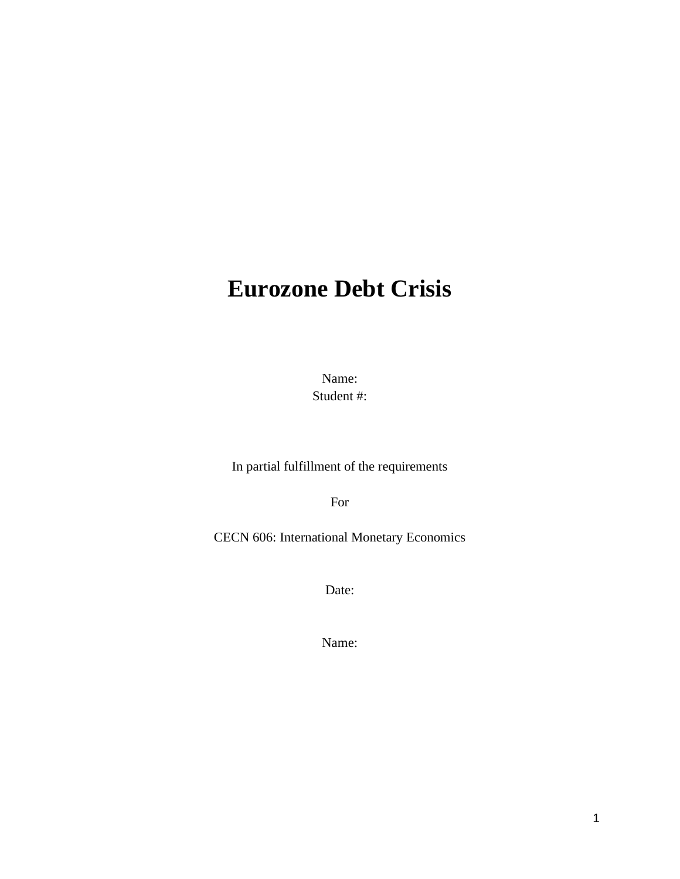# Eurozone Debt Crisis

Name:
Student #:

In partial fulfillment of the requirements

For

CECN 606: International Monetary Economics

Date:

Name: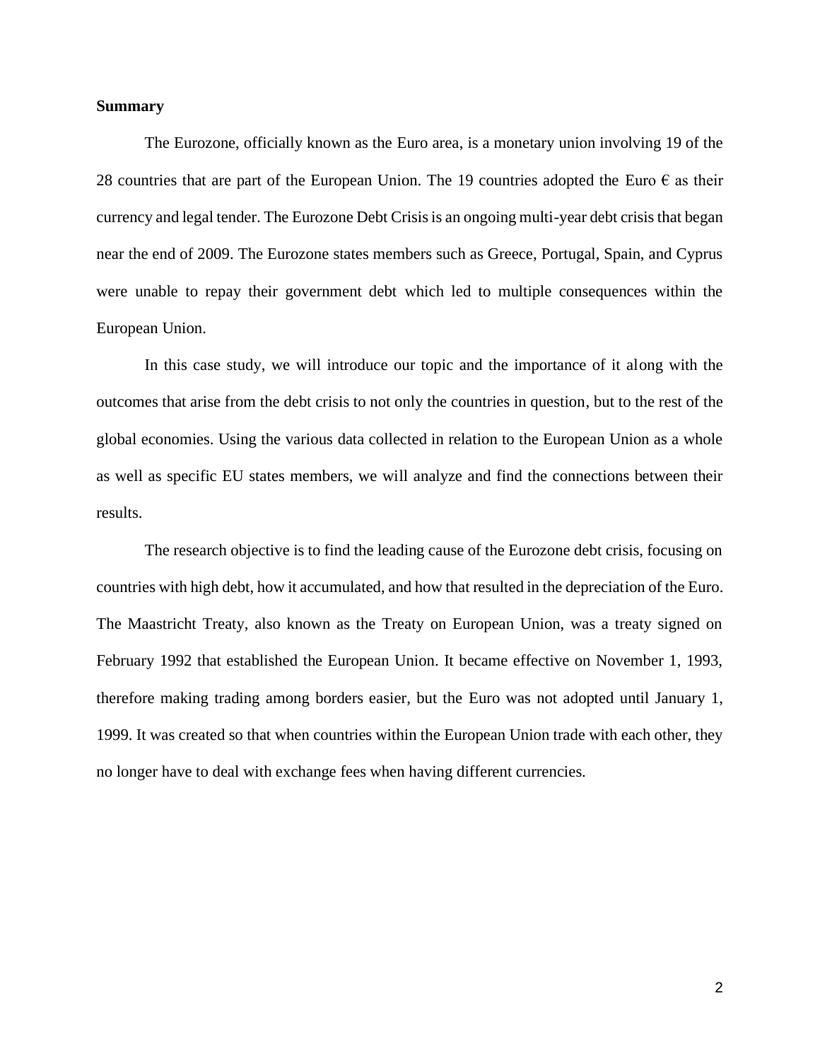**Summary**

The Eurozone, officially known as the Euro area, is a monetary union involving 19 of the 28 countries that are part of the European Union. The 19 countries adopted the Euro € as their currency and legal tender. The Eurozone Debt Crisis is an ongoing multi-year debt crisis that began near the end of 2009. The Eurozone states members such as Greece, Portugal, Spain, and Cyprus were unable to repay their government debt which led to multiple consequences within the European Union.

In this case study, we will introduce our topic and the importance of it along with the outcomes that arise from the debt crisis to not only the countries in question, but to the rest of the global economies. Using the various data collected in relation to the European Union as a whole as well as specific EU states members, we will analyze and find the connections between their results.

The research objective is to find the leading cause of the Eurozone debt crisis, focusing on countries with high debt, how it accumulated, and how that resulted in the depreciation of the Euro. The Maastricht Treaty, also known as the Treaty on European Union, was a treaty signed on February 1992 that established the European Union. It became effective on November 1, 1993, therefore making trading among borders easier, but the Euro was not adopted until January 1, 1999. It was created so that when countries within the European Union trade with each other, they no longer have to deal with exchange fees when having different currencies.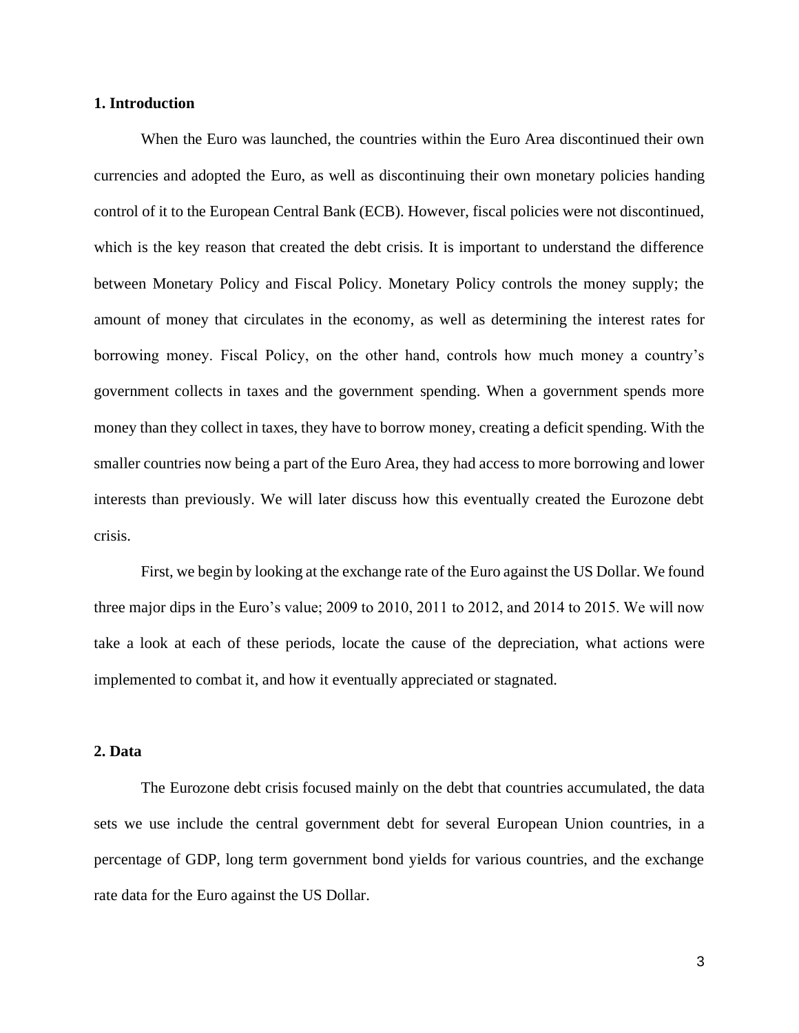## 1. Introduction

When the Euro was launched, the countries within the Euro Area discontinued their own currencies and adopted the Euro, as well as discontinuing their own monetary policies handing control of it to the European Central Bank (ECB). However, fiscal policies were not discontinued, which is the key reason that created the debt crisis. It is important to understand the difference between Monetary Policy and Fiscal Policy. Monetary Policy controls the money supply; the amount of money that circulates in the economy, as well as determining the interest rates for borrowing money. Fiscal Policy, on the other hand, controls how much money a country's government collects in taxes and the government spending. When a government spends more money than they collect in taxes, they have to borrow money, creating a deficit spending. With the smaller countries now being a part of the Euro Area, they had access to more borrowing and lower interests than previously. We will later discuss how this eventually created the Eurozone debt crisis.

First, we begin by looking at the exchange rate of the Euro against the US Dollar. We found three major dips in the Euro's value; 2009 to 2010, 2011 to 2012, and 2014 to 2015. We will now take a look at each of these periods, locate the cause of the depreciation, what actions were implemented to combat it, and how it eventually appreciated or stagnated.

## 2. Data

The Eurozone debt crisis focused mainly on the debt that countries accumulated, the data sets we use include the central government debt for several European Union countries, in a percentage of GDP, long term government bond yields for various countries, and the exchange rate data for the Euro against the US Dollar.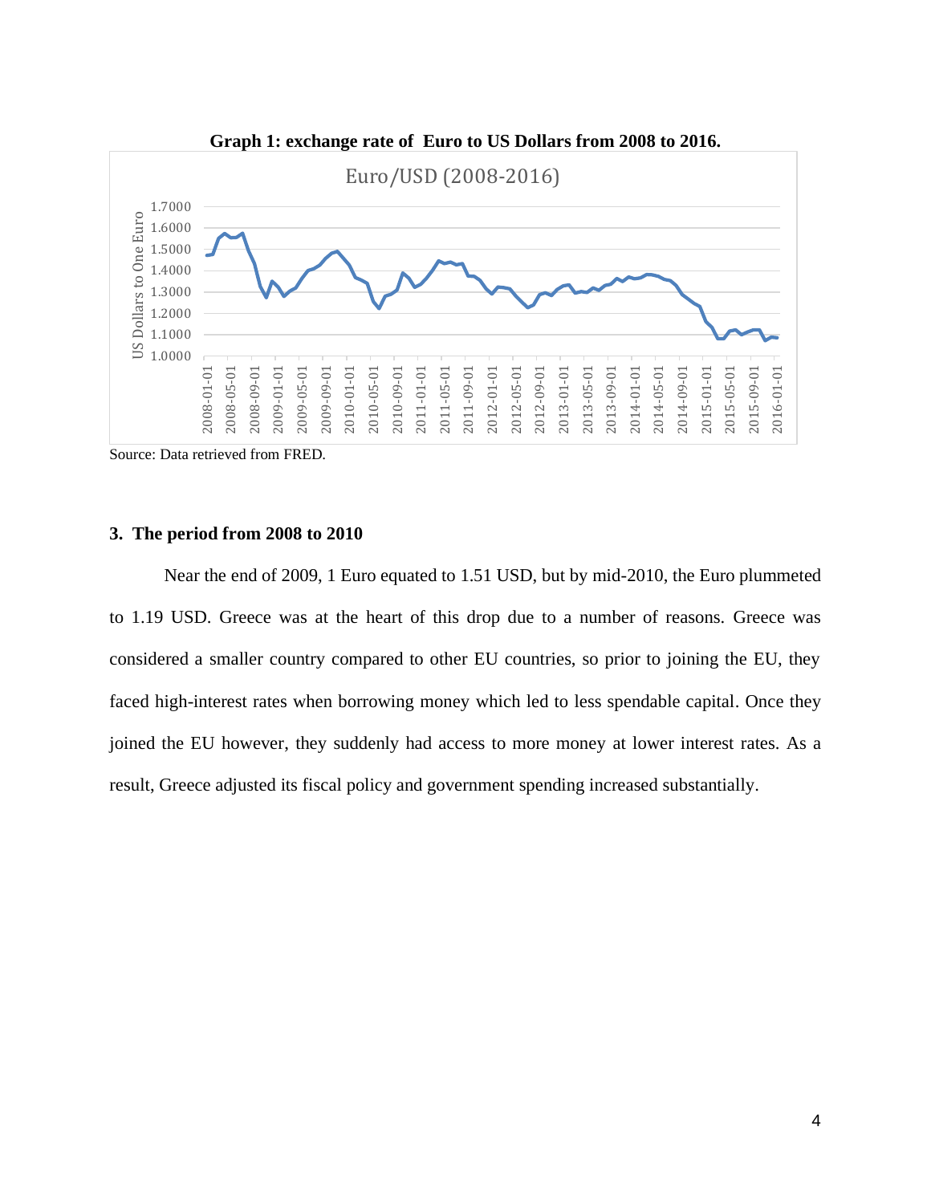**Graph 1: exchange rate of Euro to US Dollars from 2008 to 2016.**

Euro/USD (2008-2016)

US Dollars to One Euro

1.7000
1.6000
1.5000
1.4000
1.3000
1.2000
1.1000
1.0000

2008-01-01
2008-05-01
2008-09-01
2009-01-01
2009-05-01
2009-09-01
2010-01-01
2010-05-01
2010-09-01
2011-01-01
2011-05-01
2011-09-01
2012-01-01
2012-05-01
2012-09-01
2013-01-01
2013-05-01
2013-09-01
2014-01-01
2014-05-01
2014-09-01
2015-01-01
2015-05-01
2015-09-01
2016-01-01

Source: Data retrieved from FRED.

### 3. The period from 2008 to 2010

Near the end of 2009, 1 Euro equated to 1.51 USD, but by mid-2010, the Euro plummeted to 1.19 USD. Greece was at the heart of this drop due to a number of reasons. Greece was considered a smaller country compared to other EU countries, so prior to joining the EU, they faced high-interest rates when borrowing money which led to less spendable capital. Once they joined the EU however, they suddenly had access to more money at lower interest rates. As a result, Greece adjusted its fiscal policy and government spending increased substantially.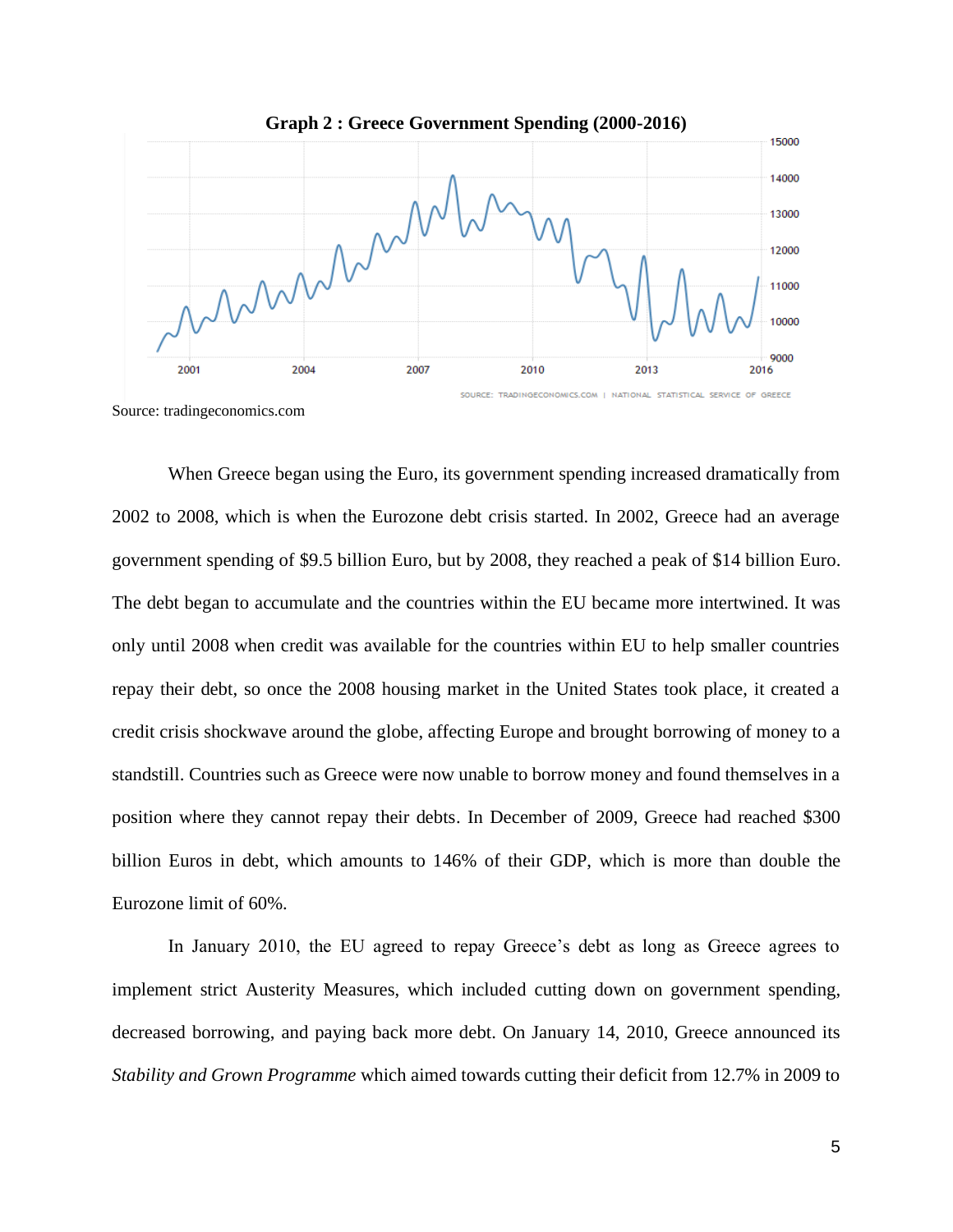**Graph 2 : Greece Government Spending (2000-2016)**

15000
14000
13000
12000
11000
10000
9000

2001
2004
2007
2010
2013
2016

SOURCE: TRADINGECONOMICS.COM | NATIONAL STATISTICAL SERVICE OF GREECE

Source: tradingeconomics.com

When Greece began using the Euro, its government spending increased dramatically from 2002 to 2008, which is when the Eurozone debt crisis started. In 2002, Greece had an average government spending of $9.5 billion Euro, but by 2008, they reached a peak of $14 billion Euro. The debt began to accumulate and the countries within the EU became more intertwined. It was only until 2008 when credit was available for the countries within EU to help smaller countries repay their debt, so once the 2008 housing market in the United States took place, it created a credit crisis shockwave around the globe, affecting Europe and brought borrowing of money to a standstill. Countries such as Greece were now unable to borrow money and found themselves in a position where they cannot repay their debts. In December of 2009, Greece had reached $300 billion Euros in debt, which amounts to 146% of their GDP, which is more than double the Eurozone limit of 60%.

In January 2010, the EU agreed to repay Greece's debt as long as Greece agrees to implement strict Austerity Measures, which included cutting down on government spending, decreased borrowing, and paying back more debt. On January 14, 2010, Greece announced its *Stability and Grown Programme* which aimed towards cutting their deficit from 12.7% in 2009 to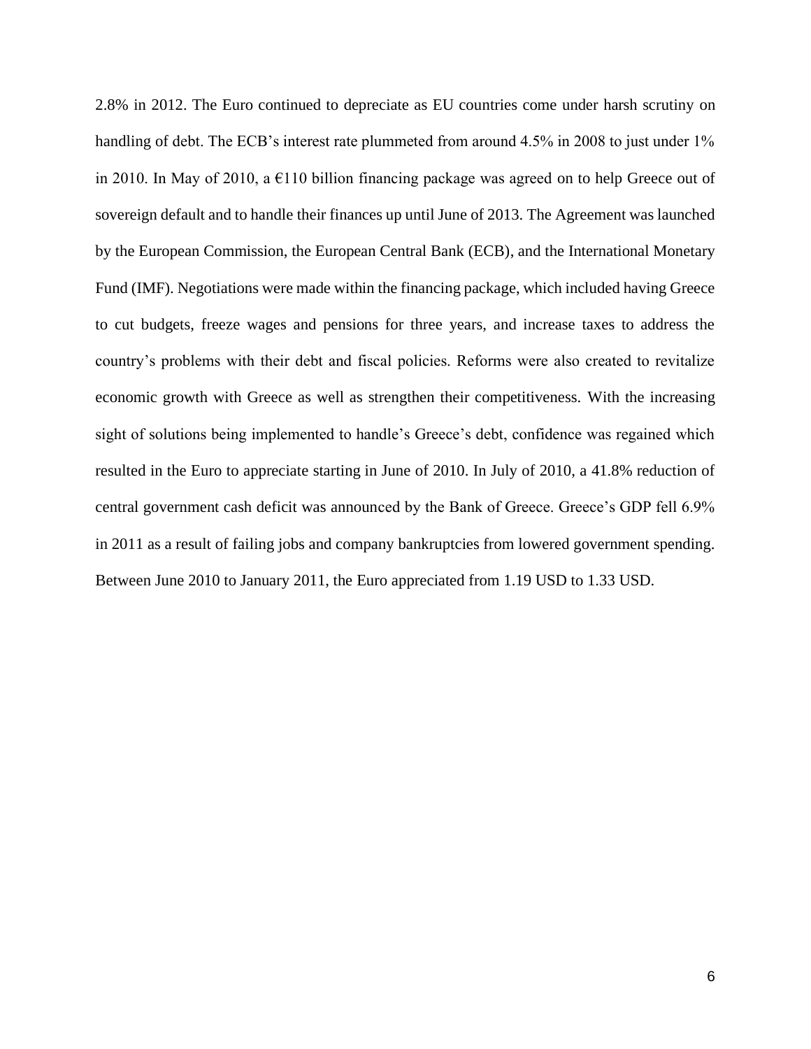2.8% in 2012. The Euro continued to depreciate as EU countries come under harsh scrutiny on handling of debt. The ECB's interest rate plummeted from around 4.5% in 2008 to just under 1% in 2010. In May of 2010, a €110 billion financing package was agreed on to help Greece out of sovereign default and to handle their finances up until June of 2013. The Agreement was launched by the European Commission, the European Central Bank (ECB), and the International Monetary Fund (IMF). Negotiations were made within the financing package, which included having Greece to cut budgets, freeze wages and pensions for three years, and increase taxes to address the country's problems with their debt and fiscal policies. Reforms were also created to revitalize economic growth with Greece as well as strengthen their competitiveness. With the increasing sight of solutions being implemented to handle's Greece's debt, confidence was regained which resulted in the Euro to appreciate starting in June of 2010. In July of 2010, a 41.8% reduction of central government cash deficit was announced by the Bank of Greece. Greece's GDP fell 6.9% in 2011 as a result of failing jobs and company bankruptcies from lowered government spending. Between June 2010 to January 2011, the Euro appreciated from 1.19 USD to 1.33 USD.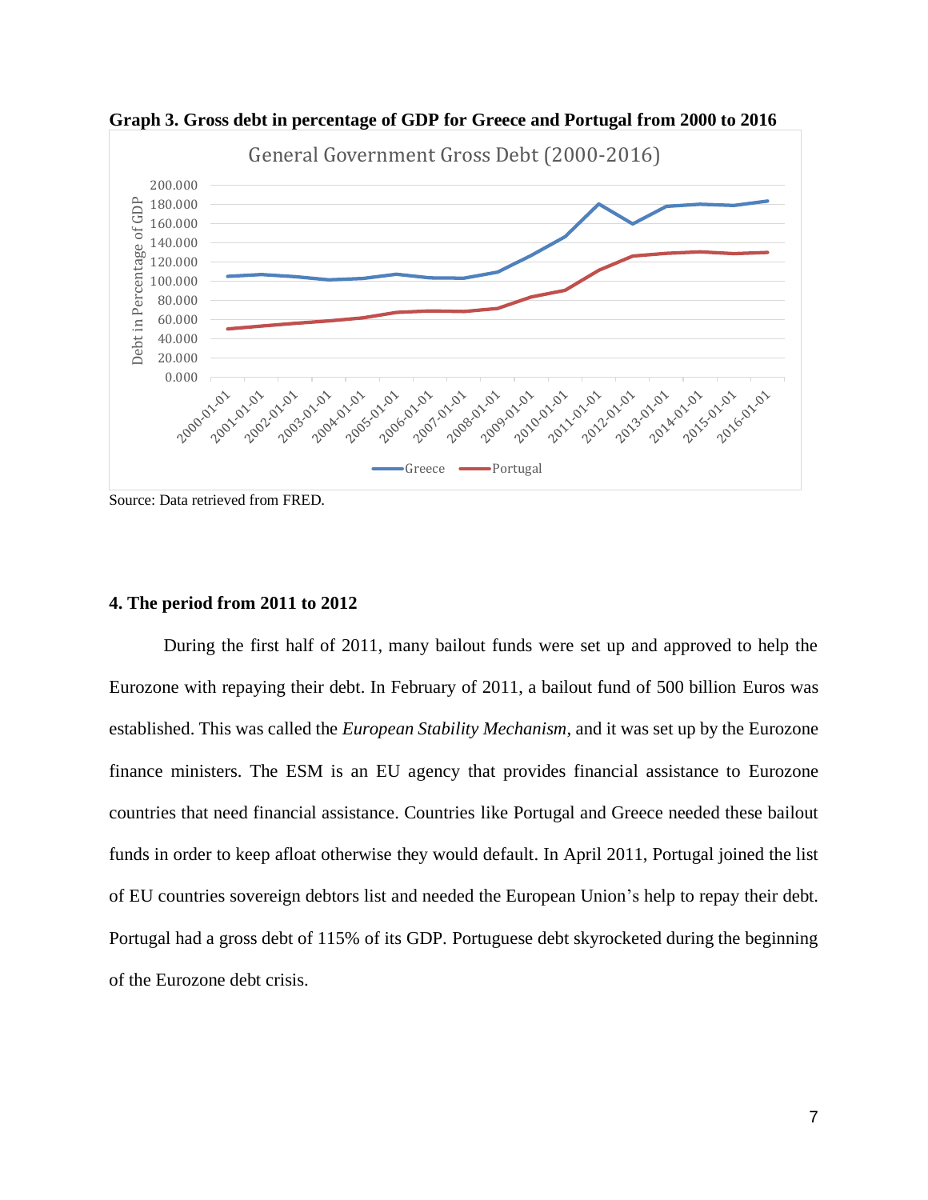**Graph 3. Gross debt in percentage of GDP for Greece and Portugal from 2000 to 2016**

General Government Gross Debt (2000-2016)

Debt in Percentage of GDP

200.000
180.000
160.000
140.000
120.000
100.000
80.000
60.000
40.000
20.000
0.000

2000-01-01
2001-01-01
2002-01-01
2003-01-01
2004-01-01
2005-01-01
2006-01-01
2007-01-01
2008-01-01
2009-01-01
2010-01-01
2011-01-01
2012-01-01
2013-01-01
2014-01-01
2015-01-01
2016-01-01

Greece
Portugal

Source: Data retrieved from FRED.

### 4. The period from 2011 to 2012

During the first half of 2011, many bailout funds were set up and approved to help the Eurozone with repaying their debt. In February of 2011, a bailout fund of 500 billion Euros was established. This was called the *European Stability Mechanism*, and it was set up by the Eurozone finance ministers. The ESM is an EU agency that provides financial assistance to Eurozone countries that need financial assistance. Countries like Portugal and Greece needed these bailout funds in order to keep afloat otherwise they would default. In April 2011, Portugal joined the list of EU countries sovereign debtors list and needed the European Union's help to repay their debt. Portugal had a gross debt of 115% of its GDP. Portuguese debt skyrocketed during the beginning of the Eurozone debt crisis.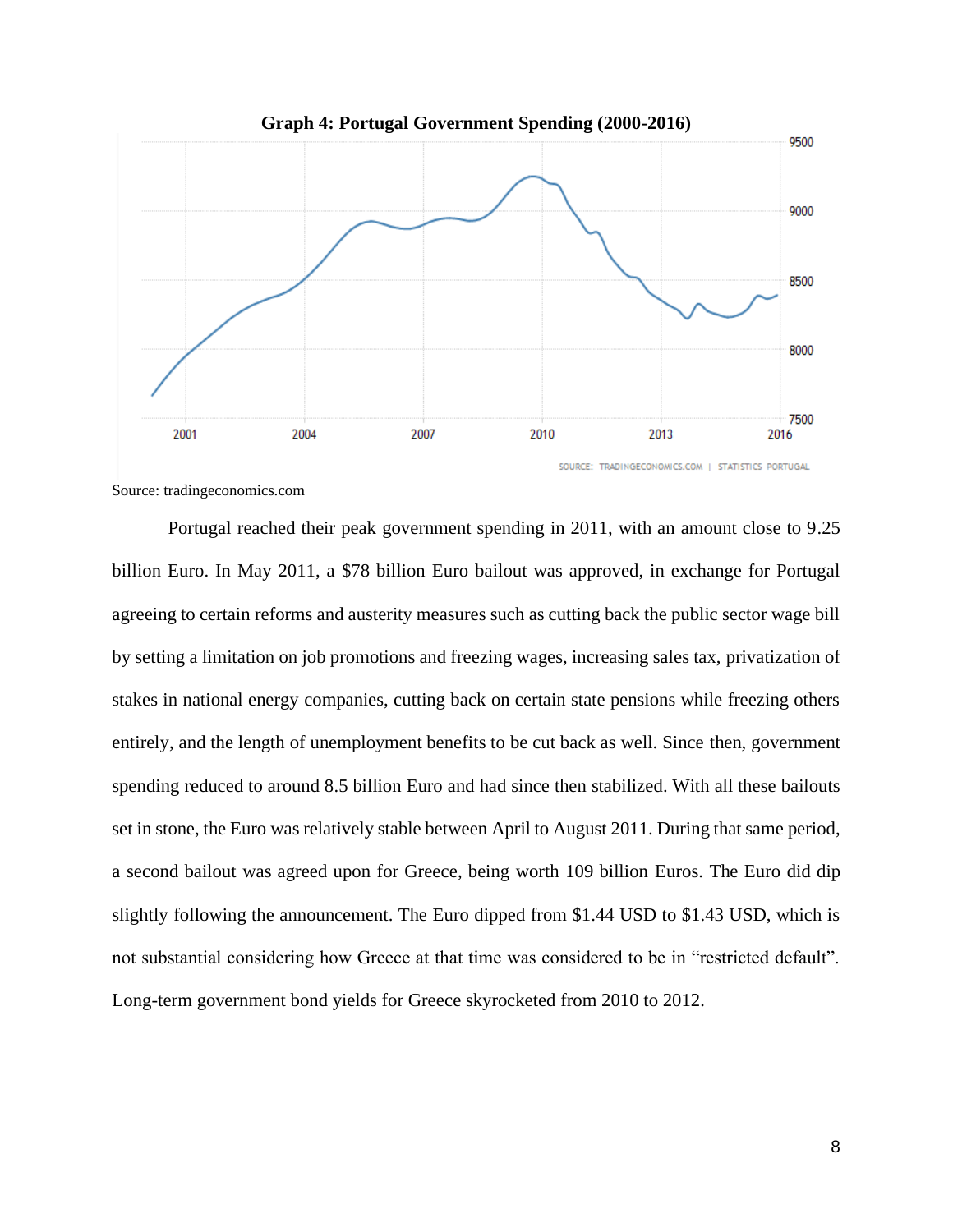**Graph 4: Portugal Government Spending (2000-2016)**

9500
9000
8500
8000
7500
2001
2004
2007
2010
2013
2016

SOURCE: TRADINGECONOMICS.COM | STATISTICS PORTUGAL

Source: tradingeconomics.com

Portugal reached their peak government spending in 2011, with an amount close to 9.25 billion Euro. In May 2011, a $78 billion Euro bailout was approved, in exchange for Portugal agreeing to certain reforms and austerity measures such as cutting back the public sector wage bill by setting a limitation on job promotions and freezing wages, increasing sales tax, privatization of stakes in national energy companies, cutting back on certain state pensions while freezing others entirely, and the length of unemployment benefits to be cut back as well. Since then, government spending reduced to around 8.5 billion Euro and had since then stabilized. With all these bailouts set in stone, the Euro was relatively stable between April to August 2011. During that same period, a second bailout was agreed upon for Greece, being worth 109 billion Euros. The Euro did dip slightly following the announcement. The Euro dipped from $1.44 USD to $1.43 USD, which is not substantial considering how Greece at that time was considered to be in "restricted default". Long-term government bond yields for Greece skyrocketed from 2010 to 2012.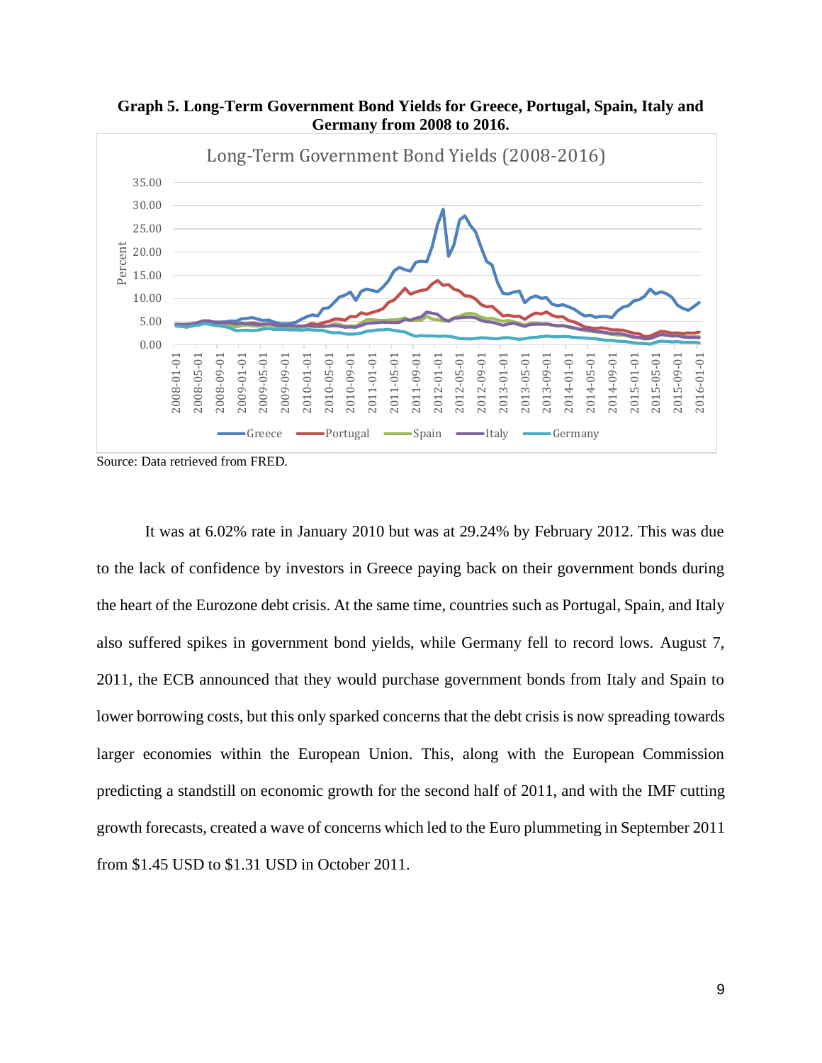**Graph 5. Long-Term Government Bond Yields for Greece, Portugal, Spain, Italy and Germany from 2008 to 2016.**

Long-Term Government Bond Yields (2008-2016)

Percent

35.00
30.00
25.00
20.00
15.00
10.00
5.00
0.00

2008-01-01
2008-05-01
2008-09-01
2009-01-01
2009-05-01
2009-09-01
2010-01-01
2010-05-01
2010-09-01
2011-01-01
2011-05-01
2011-09-01
2012-01-01
2012-05-01
2012-09-01
2013-01-01
2013-05-01
2013-09-01
2014-01-01
2014-05-01
2014-09-01
2015-01-01
2015-05-01
2015-09-01
2016-01-01

Greece, Portugal, Spain, Italy, Germany

Source: Data retrieved from FRED.

It was at 6.02% rate in January 2010 but was at 29.24% by February 2012. This was due to the lack of confidence by investors in Greece paying back on their government bonds during the heart of the Eurozone debt crisis. At the same time, countries such as Portugal, Spain, and Italy also suffered spikes in government bond yields, while Germany fell to record lows. August 7, 2011, the ECB announced that they would purchase government bonds from Italy and Spain to lower borrowing costs, but this only sparked concerns that the debt crisis is now spreading towards larger economies within the European Union. This, along with the European Commission predicting a standstill on economic growth for the second half of 2011, and with the IMF cutting growth forecasts, created a wave of concerns which led to the Euro plummeting in September 2011 from $1.45 USD to $1.31 USD in October 2011.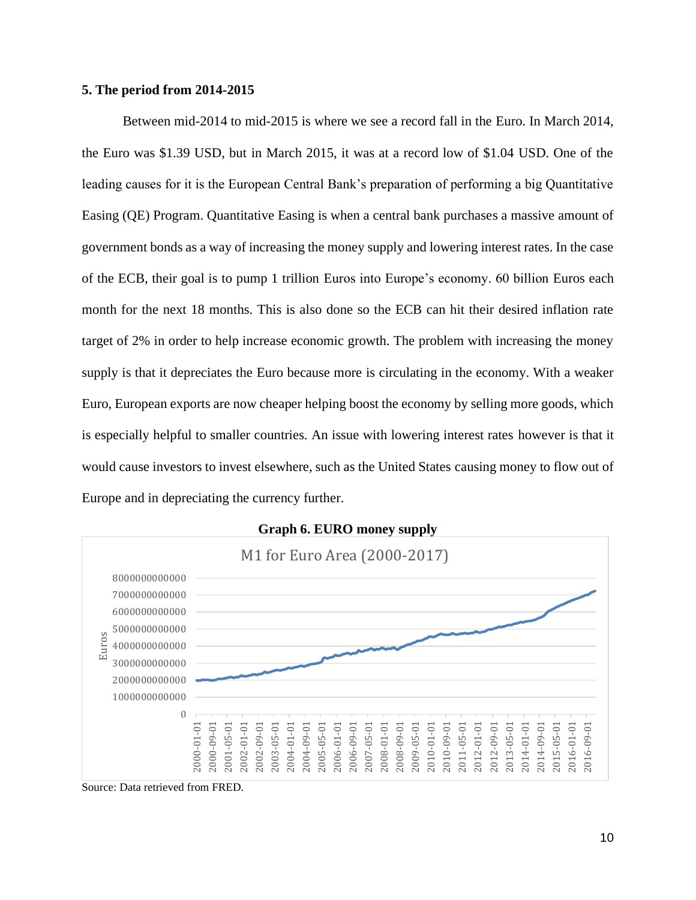### 5. The period from 2014-2015

Between mid-2014 to mid-2015 is where we see a record fall in the Euro. In March 2014, the Euro was $1.39 USD, but in March 2015, it was at a record low of $1.04 USD. One of the leading causes for it is the European Central Bank's preparation of performing a big Quantitative Easing (QE) Program. Quantitative Easing is when a central bank purchases a massive amount of government bonds as a way of increasing the money supply and lowering interest rates. In the case of the ECB, their goal is to pump 1 trillion Euros into Europe's economy. 60 billion Euros each month for the next 18 months. This is also done so the ECB can hit their desired inflation rate target of 2% in order to help increase economic growth. The problem with increasing the money supply is that it depreciates the Euro because more is circulating in the economy. With a weaker Euro, European exports are now cheaper helping boost the economy by selling more goods, which is especially helpful to smaller countries. An issue with lowering interest rates however is that it would cause investors to invest elsewhere, such as the United States causing money to flow out of Europe and in depreciating the currency further.

**Graph 6. EURO money supply**

M1 for Euro Area (2000-2017)

Euros

8000000000000
7000000000000
6000000000000
5000000000000
4000000000000
3000000000000
2000000000000
1000000000000
0

2000-01-01, 2000-09-01, 2001-05-01, 2002-01-01, 2002-09-01, 2003-05-01, 2004-01-01, 2004-09-01, 2005-05-01, 2006-01-01, 2006-09-01, 2007-05-01, 2008-01-01, 2008-09-01, 2009-05-01, 2010-01-01, 2010-09-01, 2011-05-01, 2012-01-01, 2012-09-01, 2013-05-01, 2014-01-01, 2014-09-01, 2015-05-01, 2016-01-01, 2016-09-01

Source: Data retrieved from FRED.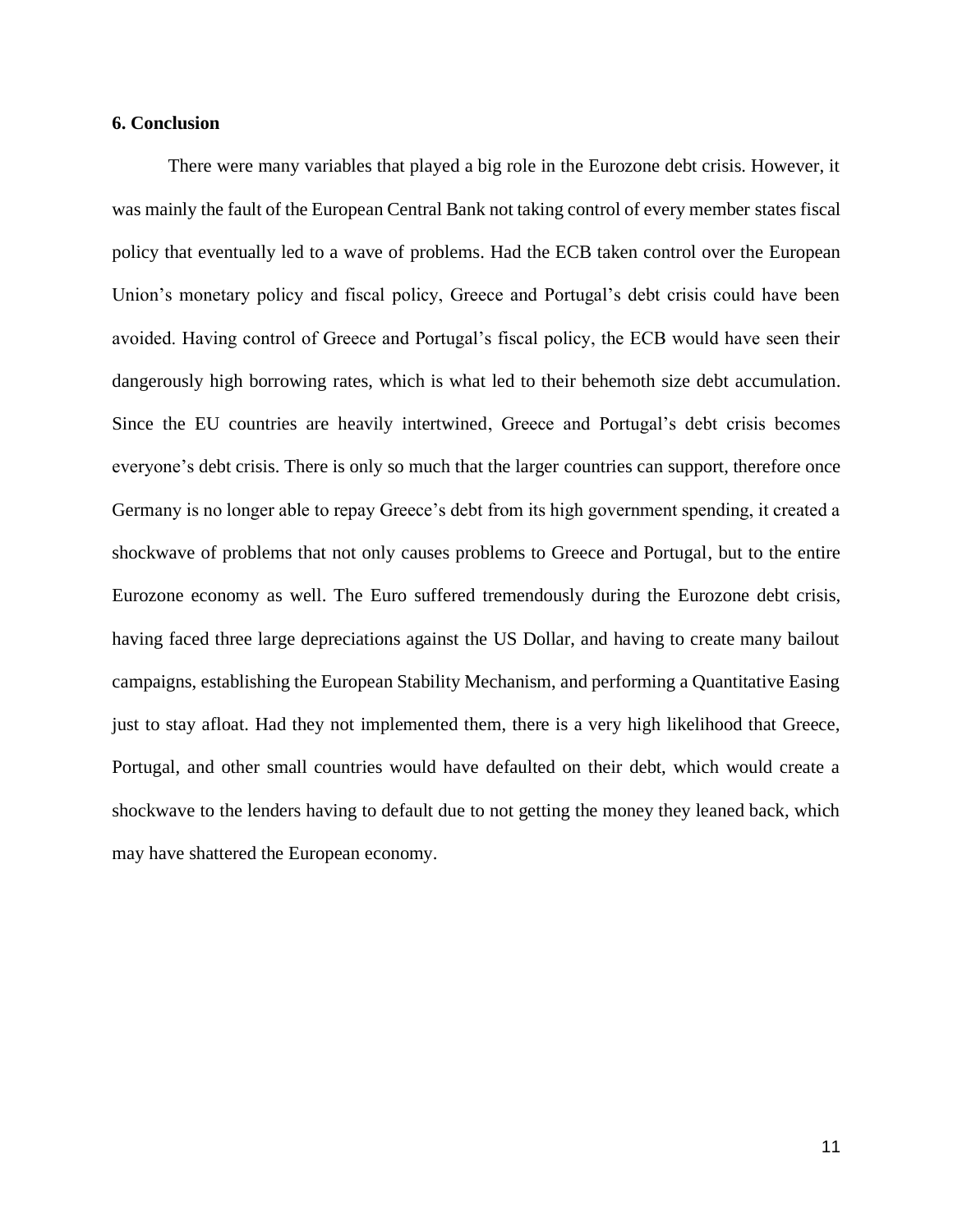## 6. Conclusion

There were many variables that played a big role in the Eurozone debt crisis. However, it was mainly the fault of the European Central Bank not taking control of every member states fiscal policy that eventually led to a wave of problems. Had the ECB taken control over the European Union's monetary policy and fiscal policy, Greece and Portugal's debt crisis could have been avoided. Having control of Greece and Portugal's fiscal policy, the ECB would have seen their dangerously high borrowing rates, which is what led to their behemoth size debt accumulation. Since the EU countries are heavily intertwined, Greece and Portugal's debt crisis becomes everyone's debt crisis. There is only so much that the larger countries can support, therefore once Germany is no longer able to repay Greece's debt from its high government spending, it created a shockwave of problems that not only causes problems to Greece and Portugal, but to the entire Eurozone economy as well. The Euro suffered tremendously during the Eurozone debt crisis, having faced three large depreciations against the US Dollar, and having to create many bailout campaigns, establishing the European Stability Mechanism, and performing a Quantitative Easing just to stay afloat. Had they not implemented them, there is a very high likelihood that Greece, Portugal, and other small countries would have defaulted on their debt, which would create a shockwave to the lenders having to default due to not getting the money they leaned back, which may have shattered the European economy.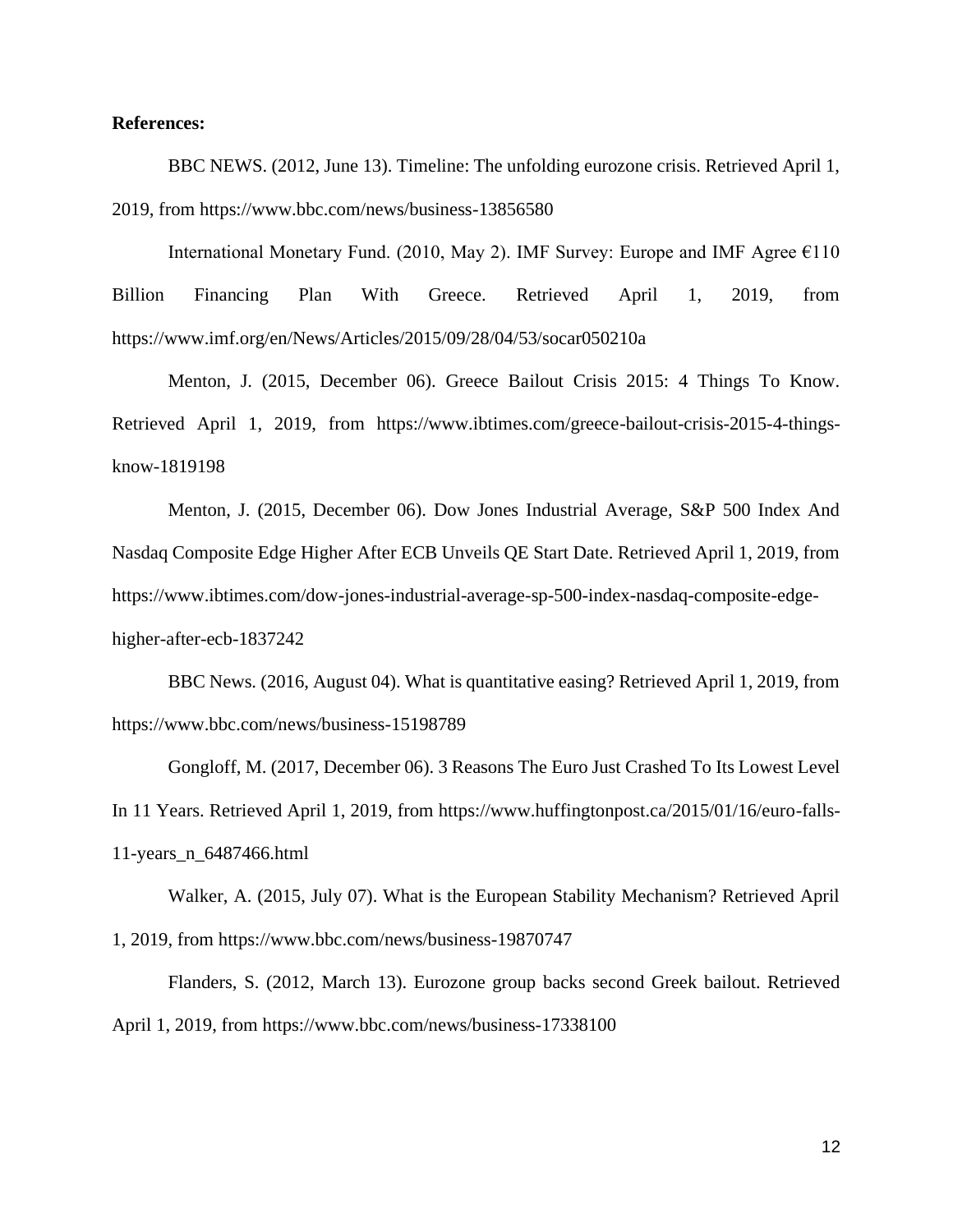**References:**

BBC NEWS. (2012, June 13). Timeline: The unfolding eurozone crisis. Retrieved April 1, 2019, from https://www.bbc.com/news/business-13856580

International Monetary Fund. (2010, May 2). IMF Survey: Europe and IMF Agree €110 Billion Financing Plan With Greece. Retrieved April 1, 2019, from https://www.imf.org/en/News/Articles/2015/09/28/04/53/socar050210a

Menton, J. (2015, December 06). Greece Bailout Crisis 2015: 4 Things To Know. Retrieved April 1, 2019, from https://www.ibtimes.com/greece-bailout-crisis-2015-4-things-know-1819198

Menton, J. (2015, December 06). Dow Jones Industrial Average, S&P 500 Index And Nasdaq Composite Edge Higher After ECB Unveils QE Start Date. Retrieved April 1, 2019, from https://www.ibtimes.com/dow-jones-industrial-average-sp-500-index-nasdaq-composite-edge-higher-after-ecb-1837242

BBC News. (2016, August 04). What is quantitative easing? Retrieved April 1, 2019, from https://www.bbc.com/news/business-15198789

Gongloff, M. (2017, December 06). 3 Reasons The Euro Just Crashed To Its Lowest Level In 11 Years. Retrieved April 1, 2019, from https://www.huffingtonpost.ca/2015/01/16/euro-falls-11-years_n_6487466.html

Walker, A. (2015, July 07). What is the European Stability Mechanism? Retrieved April 1, 2019, from https://www.bbc.com/news/business-19870747

Flanders, S. (2012, March 13). Eurozone group backs second Greek bailout. Retrieved April 1, 2019, from https://www.bbc.com/news/business-17338100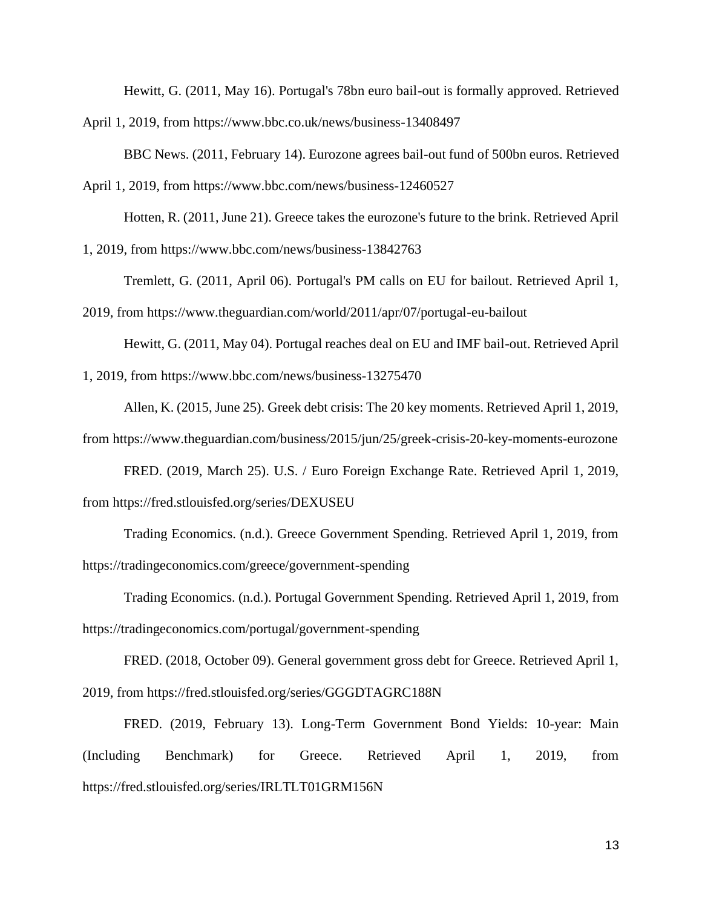Hewitt, G. (2011, May 16). Portugal's 78bn euro bail-out is formally approved. Retrieved April 1, 2019, from https://www.bbc.co.uk/news/business-13408497

BBC News. (2011, February 14). Eurozone agrees bail-out fund of 500bn euros. Retrieved April 1, 2019, from https://www.bbc.com/news/business-12460527

Hotten, R. (2011, June 21). Greece takes the eurozone's future to the brink. Retrieved April 1, 2019, from https://www.bbc.com/news/business-13842763

Tremlett, G. (2011, April 06). Portugal's PM calls on EU for bailout. Retrieved April 1, 2019, from https://www.theguardian.com/world/2011/apr/07/portugal-eu-bailout

Hewitt, G. (2011, May 04). Portugal reaches deal on EU and IMF bail-out. Retrieved April 1, 2019, from https://www.bbc.com/news/business-13275470

Allen, K. (2015, June 25). Greek debt crisis: The 20 key moments. Retrieved April 1, 2019, from https://www.theguardian.com/business/2015/jun/25/greek-crisis-20-key-moments-eurozone

FRED. (2019, March 25). U.S. / Euro Foreign Exchange Rate. Retrieved April 1, 2019, from https://fred.stlouisfed.org/series/DEXUSEU

Trading Economics. (n.d.). Greece Government Spending. Retrieved April 1, 2019, from https://tradingeconomics.com/greece/government-spending

Trading Economics. (n.d.). Portugal Government Spending. Retrieved April 1, 2019, from https://tradingeconomics.com/portugal/government-spending

FRED. (2018, October 09). General government gross debt for Greece. Retrieved April 1, 2019, from https://fred.stlouisfed.org/series/GGGDTAGRC188N

FRED. (2019, February 13). Long-Term Government Bond Yields: 10-year: Main (Including Benchmark) for Greece. Retrieved April 1, 2019, from https://fred.stlouisfed.org/series/IRLTLT01GRM156N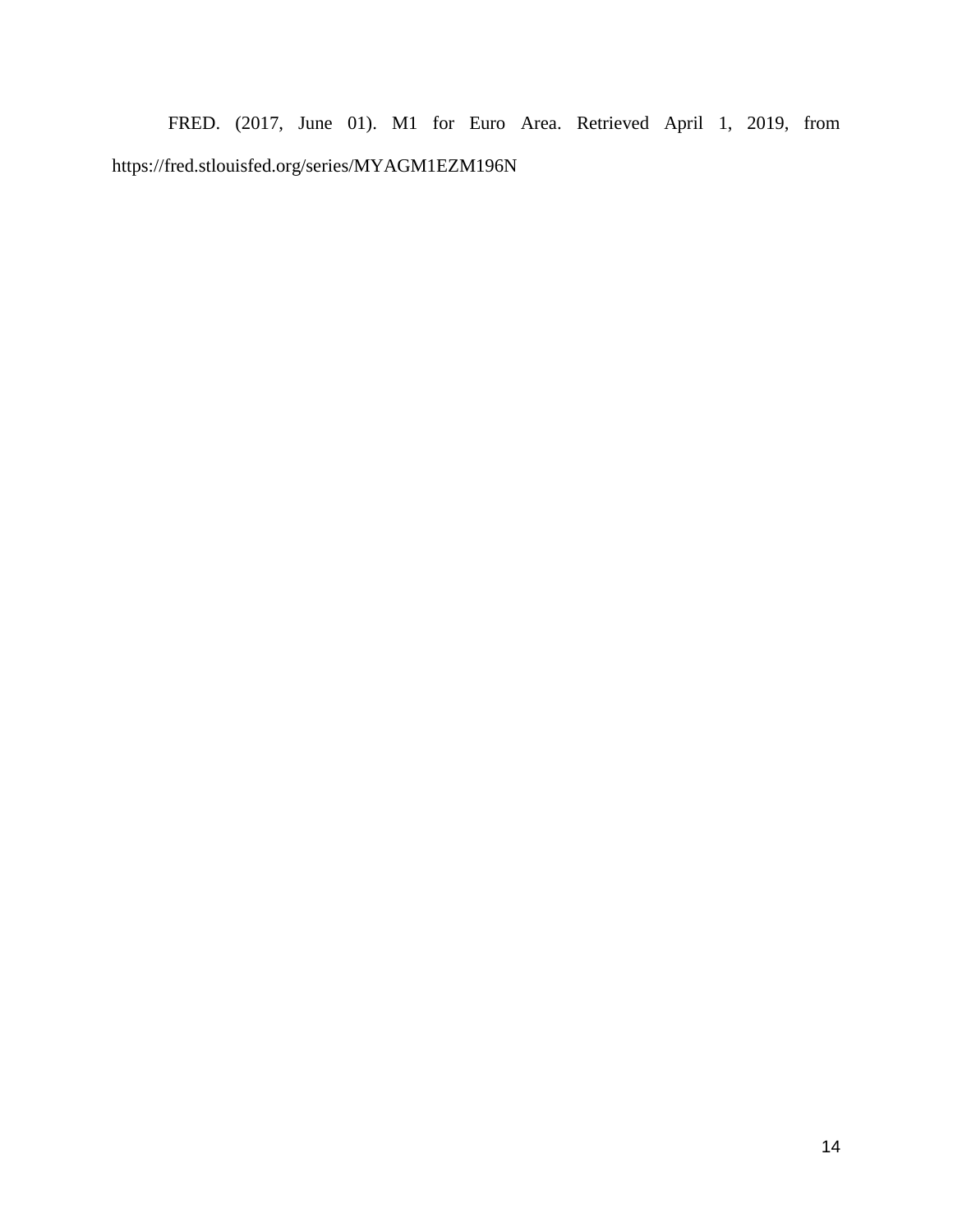FRED. (2017, June 01). M1 for Euro Area. Retrieved April 1, 2019, from https://fred.stlouisfed.org/series/MYAGM1EZM196N